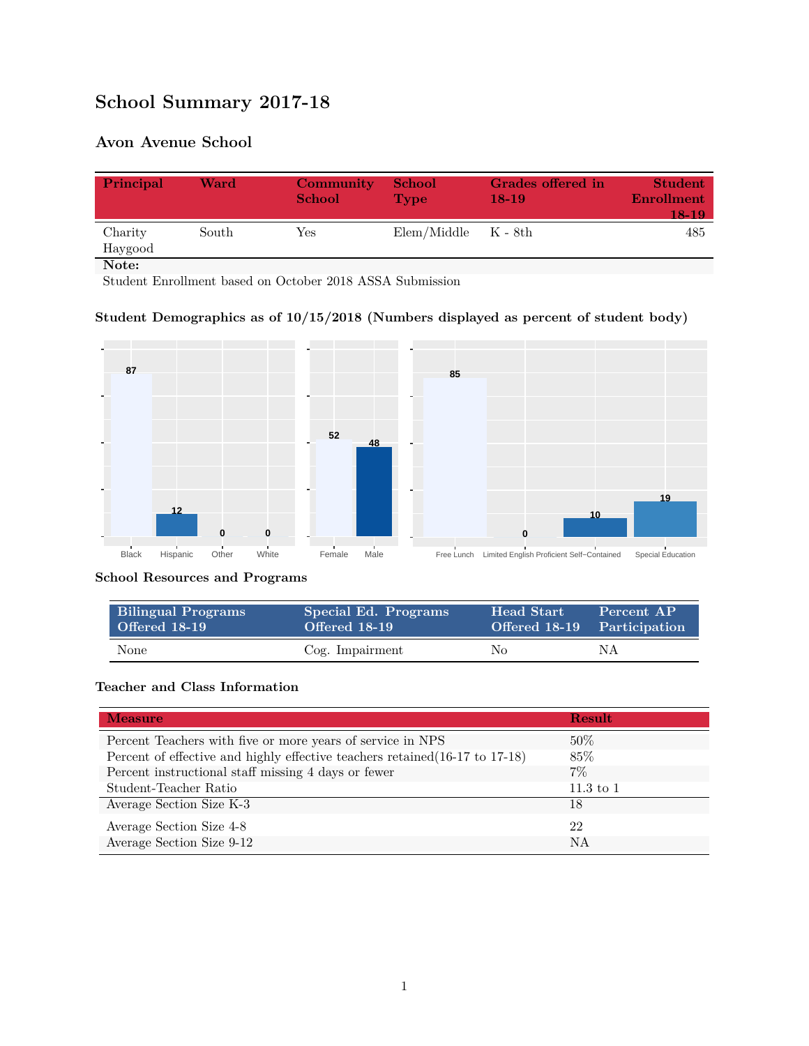# School Summary 2017-18

## Avon Avenue School

| Principal | Ward | Community School | School Type | Grades offered in 18-19 | Student Enrollment 18-19 |
|---|---|---|---|---|---|
| Charity Haygood | South | Yes | Elem/Middle | K - 8th | 485 |

**Note:**

Student Enrollment based on October 2018 ASSA Submission

### Student Demographics as of 10/15/2018 (Numbers displayed as percent of student body)

| Black | Hispanic | Other | White |
|---|---|---|---|
| 87 | 12 | 0 | 0 |

| Female | Male |
|---|---|
| 52 | 48 |

| Free Lunch | Limited English Proficient | Self-Contained | Special Education |
|---|---|---|---|
| 85 | 0 | 10 | 19 |

### School Resources and Programs

| Bilingual Programs Offered 18-19 | Special Ed. Programs Offered 18-19 | Head Start Offered 18-19 | Percent AP Participation |
|---|---|---|---|
| None | Cog. Impairment | No | NA |

### Teacher and Class Information

| Measure | Result |
|---|---|
| Percent Teachers with five or more years of service in NPS | 50% |
| Percent of effective and highly effective teachers retained(16-17 to 17-18) | 85% |
| Percent instructional staff missing 4 days or fewer | 7% |
| Student-Teacher Ratio | 11.3 to 1 |
| Average Section Size K-3 | 18 |
| Average Section Size 4-8 | 22 |
| Average Section Size 9-12 | NA |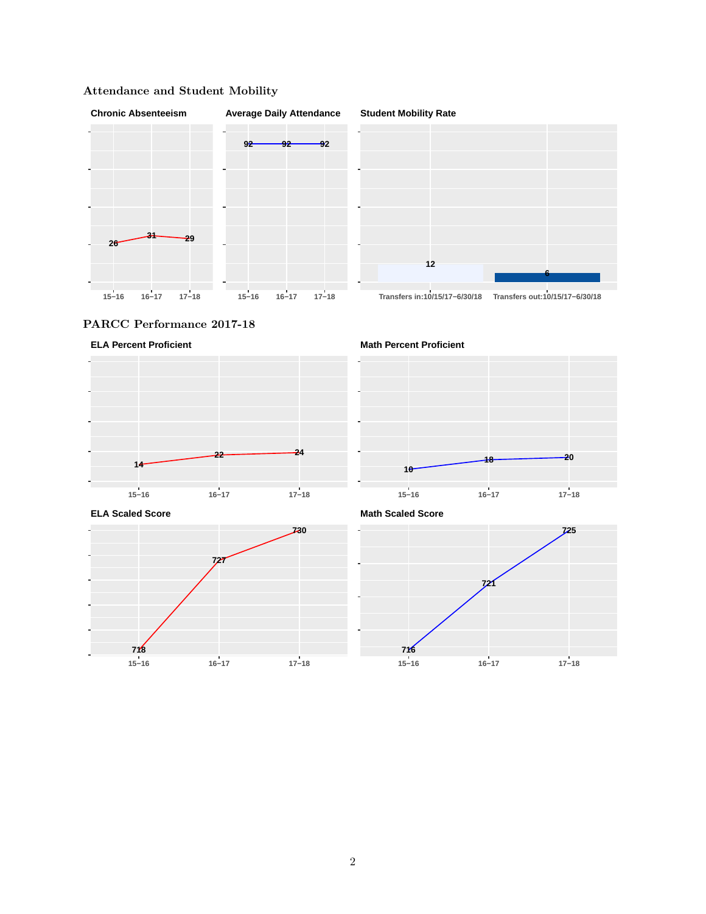## Attendance and Student Mobility

**Chronic Absenteeism**

26
31
29

15–16
16–17
17–18

**Average Daily Attendance**

92
92
92

15–16
16–17
17–18

**Student Mobility Rate**

12
6

Transfers in:10/15/17–6/30/18
Transfers out:10/15/17–6/30/18

## PARCC Performance 2017-18

**ELA Percent Proficient**

14
22
24

15–16
16–17
17–18

**Math Percent Proficient**

10
18
20

15–16
16–17
17–18

**ELA Scaled Score**

718
727
730

15–16
16–17
17–18

**Math Scaled Score**

716
721
725

15–16
16–17
17–18